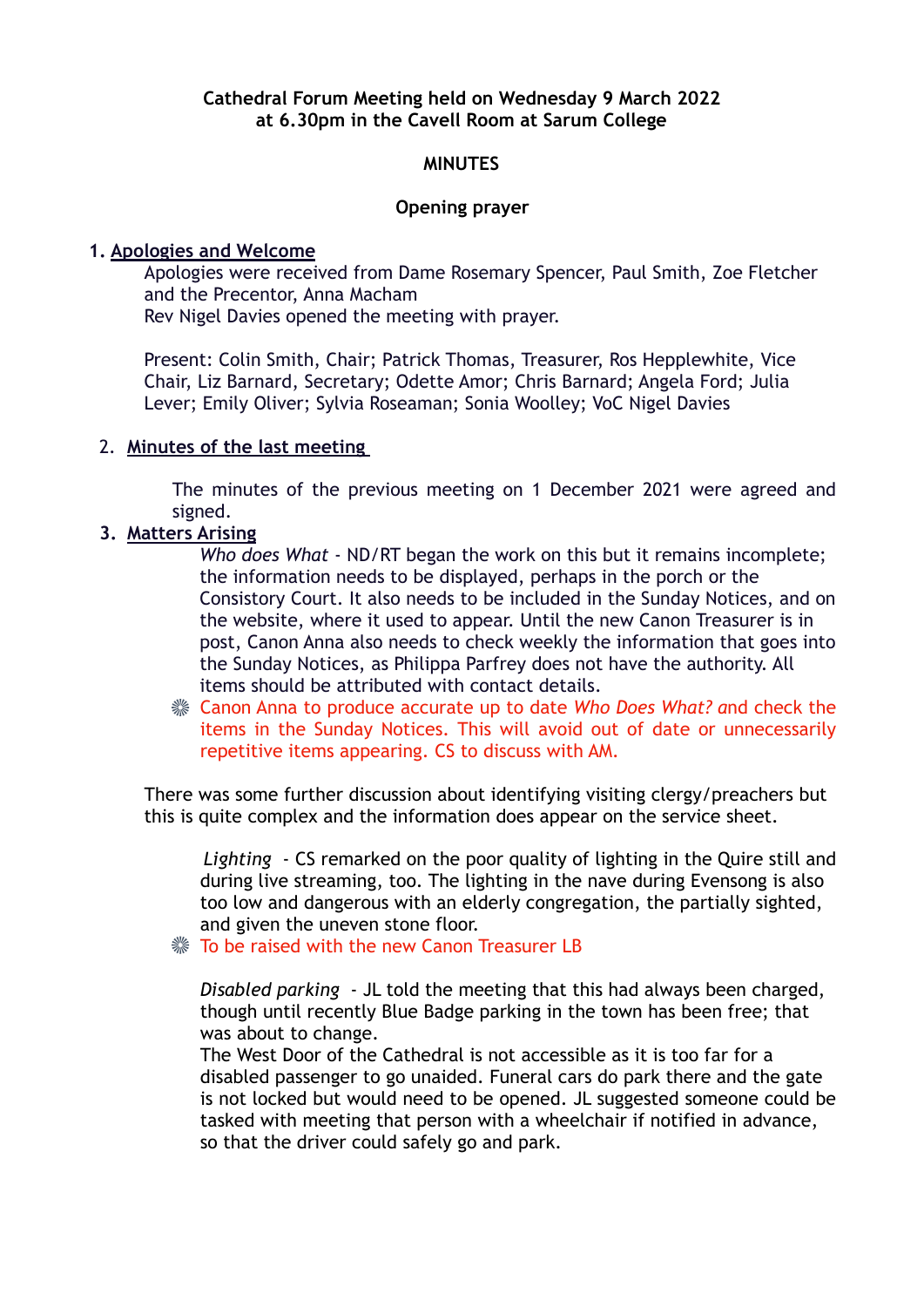**Cathedral Forum Meeting held on Wednesday 9 March 2022 at 6.30pm in the Cavell Room at Sarum College**

**MINUTES**

**Opening prayer**

1. **Apologies and Welcome**

   Apologies were received from Dame Rosemary Spencer, Paul Smith, Zoe Fletcher and the Precentor, Anna Macham
   Rev Nigel Davies opened the meeting with prayer.

   Present: Colin Smith, Chair; Patrick Thomas, Treasurer, Ros Hepplewhite, Vice Chair, Liz Barnard, Secretary; Odette Amor; Chris Barnard; Angela Ford; Julia Lever; Emily Oliver; Sylvia Roseaman; Sonia Woolley; VoC Nigel Davies

2. **Minutes of the last meeting**

   The minutes of the previous meeting on 1 December 2021 were agreed and signed.

3. **Matters Arising**

   *Who does What* - ND/RT began the work on this but it remains incomplete; the information needs to be displayed, perhaps in the porch or the Consistory Court. It also needs to be included in the Sunday Notices, and on the website, where it used to appear. Until the new Canon Treasurer is in post, Canon Anna also needs to check weekly the information that goes into the Sunday Notices, as Philippa Parfrey does not have the authority. All items should be attributed with contact details.

   - Canon Anna to produce accurate up to date *Who Does What?* and check the items in the Sunday Notices. This will avoid out of date or unnecessarily repetitive items appearing. CS to discuss with AM.

   There was some further discussion about identifying visiting clergy/preachers but this is quite complex and the information does appear on the service sheet.

   *Lighting* - CS remarked on the poor quality of lighting in the Quire still and during live streaming, too. The lighting in the nave during Evensong is also too low and dangerous with an elderly congregation, the partially sighted, and given the uneven stone floor.

   - To be raised with the new Canon Treasurer LB

   *Disabled parking* - JL told the meeting that this had always been charged, though until recently Blue Badge parking in the town has been free; that was about to change.
   The West Door of the Cathedral is not accessible as it is too far for a disabled passenger to go unaided. Funeral cars do park there and the gate is not locked but would need to be opened. JL suggested someone could be tasked with meeting that person with a wheelchair if notified in advance, so that the driver could safely go and park.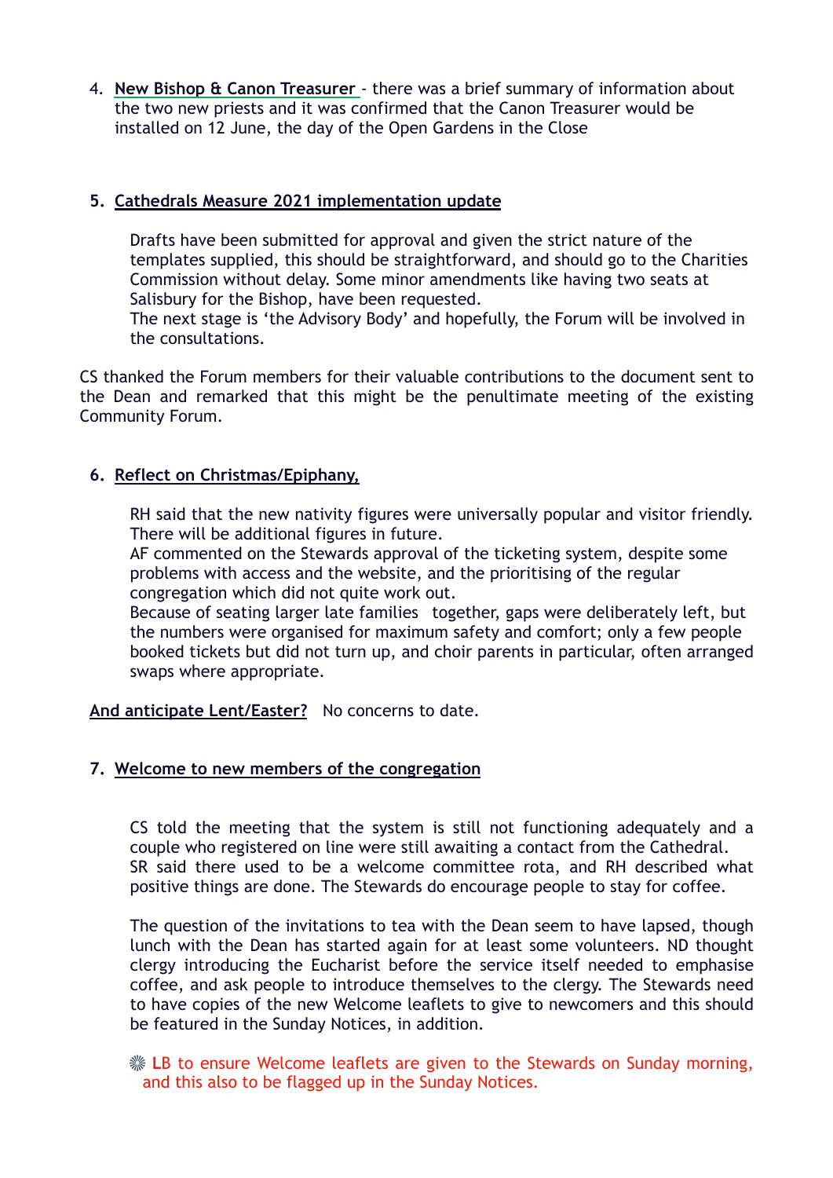4. **New Bishop & Canon Treasurer** - there was a brief summary of information about the two new priests and it was confirmed that the Canon Treasurer would be installed on 12 June, the day of the Open Gardens in the Close

5. **Cathedrals Measure 2021 implementation update**

   Drafts have been submitted for approval and given the strict nature of the templates supplied, this should be straightforward, and should go to the Charities Commission without delay. Some minor amendments like having two seats at Salisbury for the Bishop, have been requested.
   The next stage is 'the Advisory Body' and hopefully, the Forum will be involved in the consultations.

CS thanked the Forum members for their valuable contributions to the document sent to the Dean and remarked that this might be the penultimate meeting of the existing Community Forum.

6. **Reflect on Christmas/Epiphany,**

   RH said that the new nativity figures were universally popular and visitor friendly. There will be additional figures in future.
   AF commented on the Stewards approval of the ticketing system, despite some problems with access and the website, and the prioritising of the regular congregation which did not quite work out.
   Because of seating larger late families together, gaps were deliberately left, but the numbers were organised for maximum safety and comfort; only a few people booked tickets but did not turn up, and choir parents in particular, often arranged swaps where appropriate.

**And anticipate Lent/Easter?** No concerns to date.

7. **Welcome to new members of the congregation**

   CS told the meeting that the system is still not functioning adequately and a couple who registered on line were still awaiting a contact from the Cathedral.
   SR said there used to be a welcome committee rota, and RH described what positive things are done. The Stewards do encourage people to stay for coffee.

   The question of the invitations to tea with the Dean seem to have lapsed, though lunch with the Dean has started again for at least some volunteers. ND thought clergy introducing the Eucharist before the service itself needed to emphasise coffee, and ask people to introduce themselves to the clergy. The Stewards need to have copies of the new Welcome leaflets to give to newcomers and this should be featured in the Sunday Notices, in addition.

   ❋ LB to ensure Welcome leaflets are given to the Stewards on Sunday morning, and this also to be flagged up in the Sunday Notices.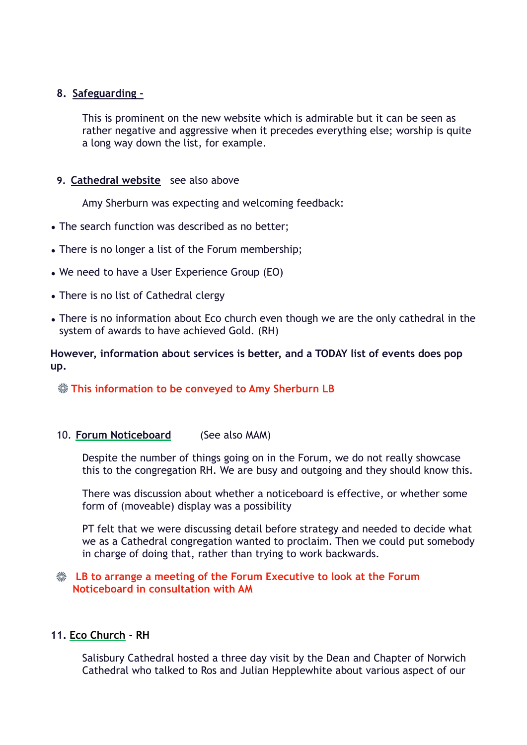8. **Safeguarding -**

This is prominent on the new website which is admirable but it can be seen as rather negative and aggressive when it precedes everything else; worship is quite a long way down the list, for example.

9. **Cathedral website** see also above

Amy Sherburn was expecting and welcoming feedback:

- The search function was described as no better;
- There is no longer a list of the Forum membership;
- We need to have a User Experience Group (EO)
- There is no list of Cathedral clergy
- There is no information about Eco church even though we are the only cathedral in the system of awards to have achieved Gold. (RH)

**However, information about services is better, and a TODAY list of events does pop up.**

❋ **This information to be conveyed to Amy Sherburn LB**

10. **Forum Noticeboard** (See also MAM)

Despite the number of things going on in the Forum, we do not really showcase this to the congregation RH. We are busy and outgoing and they should know this.

There was discussion about whether a noticeboard is effective, or whether some form of (moveable) display was a possibility

PT felt that we were discussing detail before strategy and needed to decide what we as a Cathedral congregation wanted to proclaim. Then we could put somebody in charge of doing that, rather than trying to work backwards.

❋ **LB to arrange a meeting of the Forum Executive to look at the Forum Noticeboard in consultation with AM**

11. **Eco Church - RH**

Salisbury Cathedral hosted a three day visit by the Dean and Chapter of Norwich Cathedral who talked to Ros and Julian Hepplewhite about various aspect of our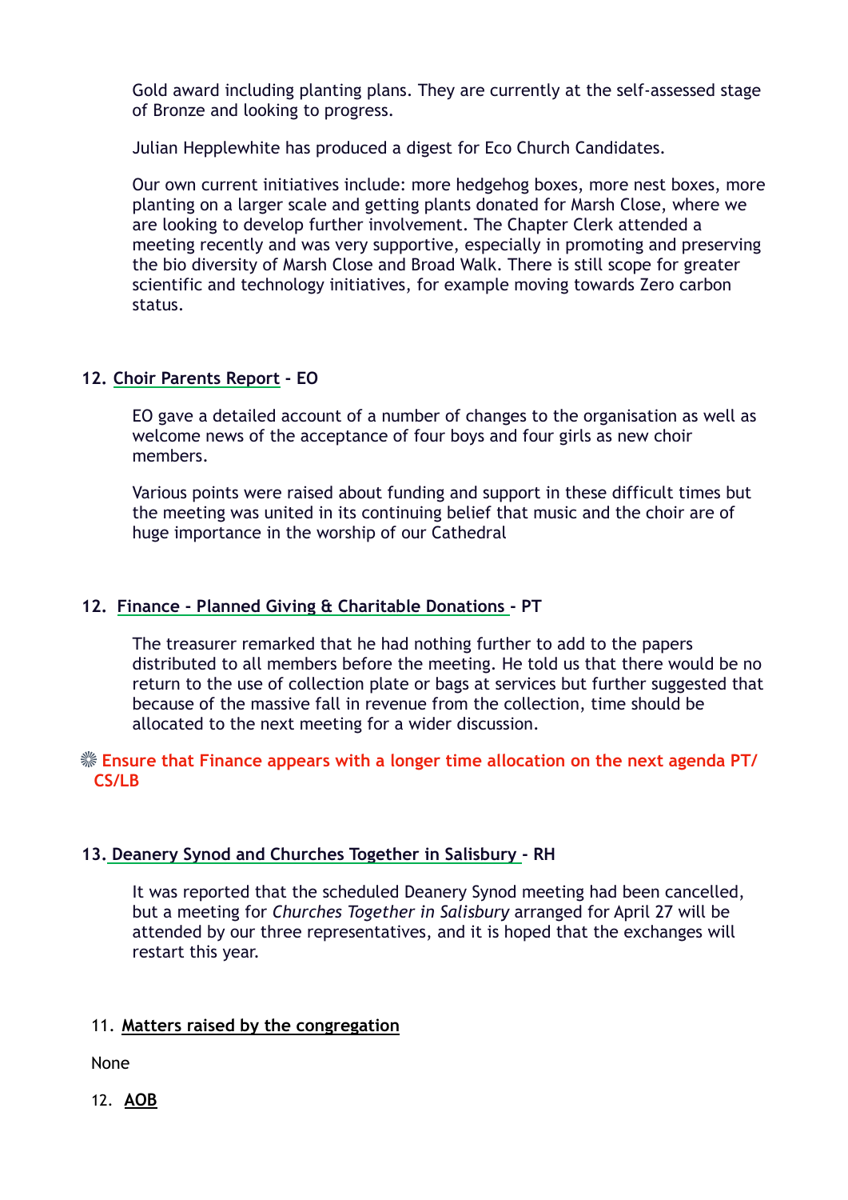Gold award including planting plans. They are currently at the self-assessed stage of Bronze and looking to progress.

Julian Hepplewhite has produced a digest for Eco Church Candidates.

Our own current initiatives include: more hedgehog boxes, more nest boxes, more planting on a larger scale and getting plants donated for Marsh Close, where we are looking to develop further involvement. The Chapter Clerk attended a meeting recently and was very supportive, especially in promoting and preserving the bio diversity of Marsh Close and Broad Walk. There is still scope for greater scientific and technology initiatives, for example moving towards Zero carbon status.

**12. Choir Parents Report - EO**

EO gave a detailed account of a number of changes to the organisation as well as welcome news of the acceptance of four boys and four girls as new choir members.

Various points were raised about funding and support in these difficult times but the meeting was united in its continuing belief that music and the choir are of huge importance in the worship of our Cathedral

**12. Finance - Planned Giving & Charitable Donations - PT**

The treasurer remarked that he had nothing further to add to the papers distributed to all members before the meeting. He told us that there would be no return to the use of collection plate or bags at services but further suggested that because of the massive fall in revenue from the collection, time should be allocated to the next meeting for a wider discussion.

❋ **Ensure that Finance appears with a longer time allocation on the next agenda PT/ CS/LB**

**13. Deanery Synod and Churches Together in Salisbury - RH**

It was reported that the scheduled Deanery Synod meeting had been cancelled, but a meeting for *Churches Together in Salisbury* arranged for April 27 will be attended by our three representatives, and it is hoped that the exchanges will restart this year.

11. **Matters raised by the congregation**

None

12. **AOB**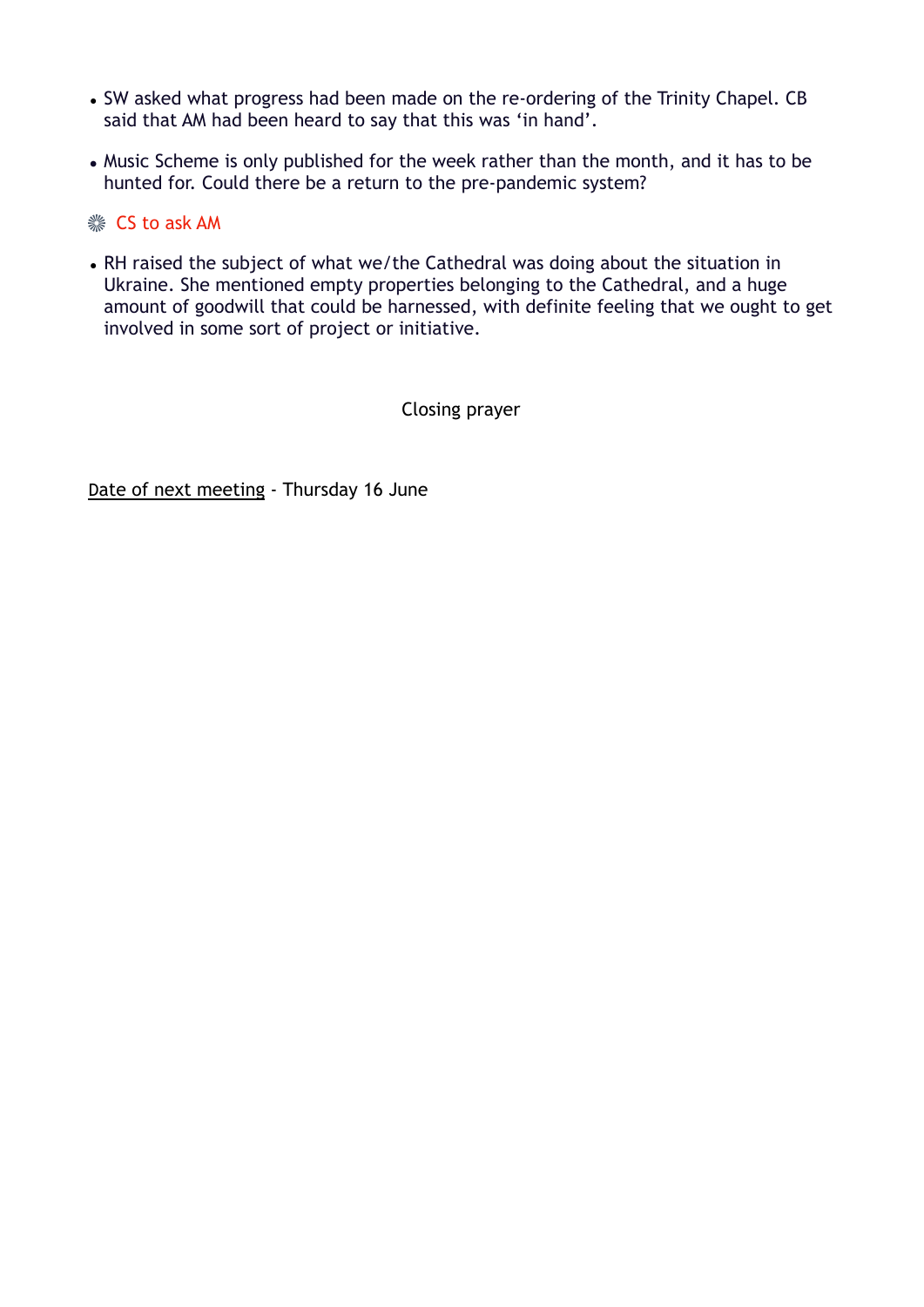- SW asked what progress had been made on the re-ordering of the Trinity Chapel. CB said that AM had been heard to say that this was 'in hand'.

- Music Scheme is only published for the week rather than the month, and it has to be hunted for. Could there be a return to the pre-pandemic system?

❋ CS to ask AM

- RH raised the subject of what we/the Cathedral was doing about the situation in Ukraine. She mentioned empty properties belonging to the Cathedral, and a huge amount of goodwill that could be harnessed, with definite feeling that we ought to get involved in some sort of project or initiative.

Closing prayer

Date of next meeting - Thursday 16 June